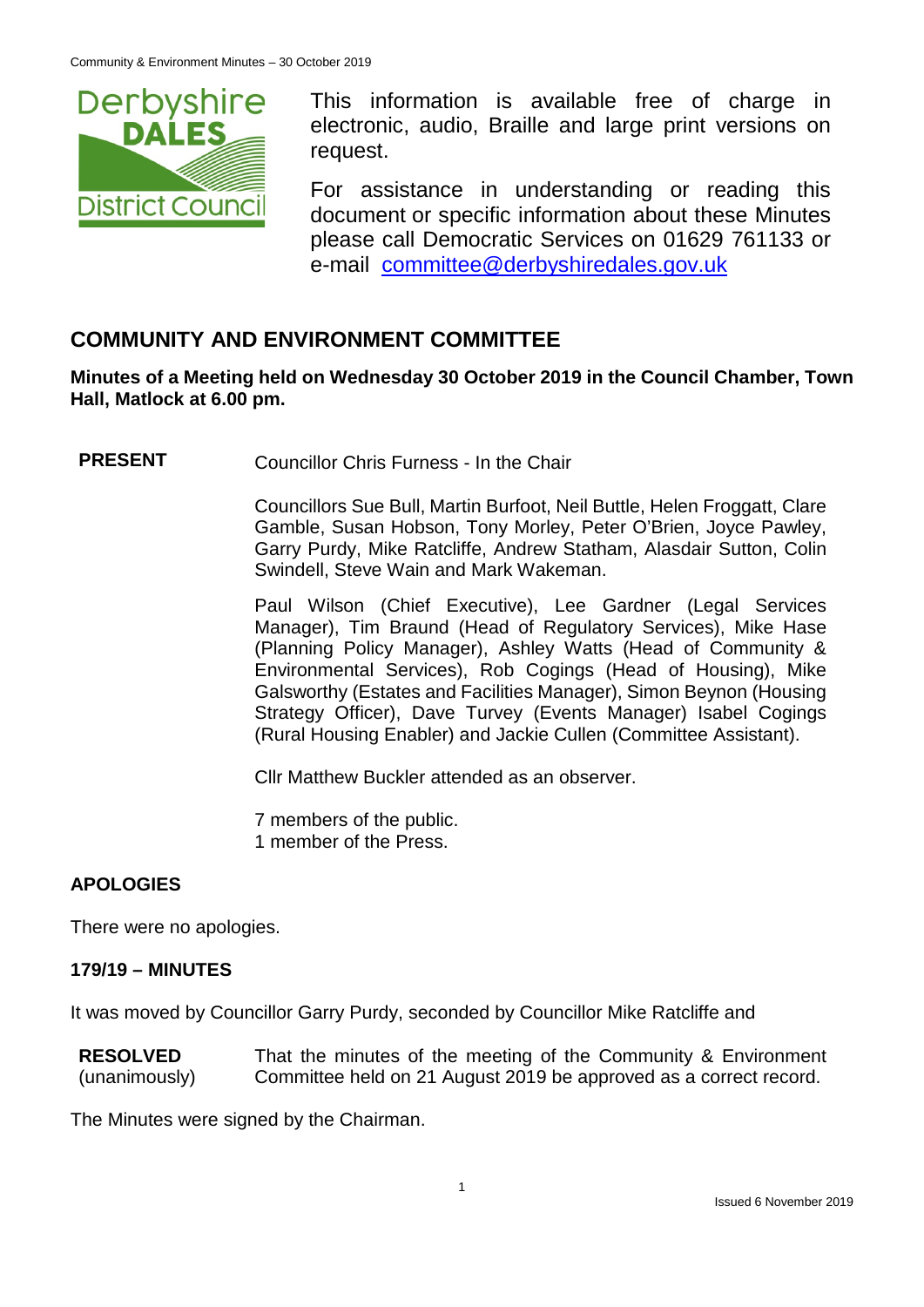This information is available free of charge in electronic, audio, Braille and large print versions on request.

For assistance in understanding or reading this document or specific information about these Minutes please call Democratic Services on 01629 761133 or e-mail committee@derbyshiredales.gov.uk

## COMMUNITY AND ENVIRONMENT COMMITTEE

**Minutes of a Meeting held on Wednesday 30 October 2019 in the Council Chamber, Town Hall, Matlock at 6.00 pm.**

**PRESENT** Councillor Chris Furness - In the Chair

Councillors Sue Bull, Martin Burfoot, Neil Buttle, Helen Froggatt, Clare Gamble, Susan Hobson, Tony Morley, Peter O'Brien, Joyce Pawley, Garry Purdy, Mike Ratcliffe, Andrew Statham, Alasdair Sutton, Colin Swindell, Steve Wain and Mark Wakeman.

Paul Wilson (Chief Executive), Lee Gardner (Legal Services Manager), Tim Braund (Head of Regulatory Services), Mike Hase (Planning Policy Manager), Ashley Watts (Head of Community & Environmental Services), Rob Cogings (Head of Housing), Mike Galsworthy (Estates and Facilities Manager), Simon Beynon (Housing Strategy Officer), Dave Turvey (Events Manager) Isabel Cogings (Rural Housing Enabler) and Jackie Cullen (Committee Assistant).

Cllr Matthew Buckler attended as an observer.

7 members of the public.
1 member of the Press.

### APOLOGIES

There were no apologies.

### 179/19 – MINUTES

It was moved by Councillor Garry Purdy, seconded by Councillor Mike Ratcliffe and

**RESOLVED** (unanimously) That the minutes of the meeting of the Community & Environment Committee held on 21 August 2019 be approved as a correct record.

The Minutes were signed by the Chairman.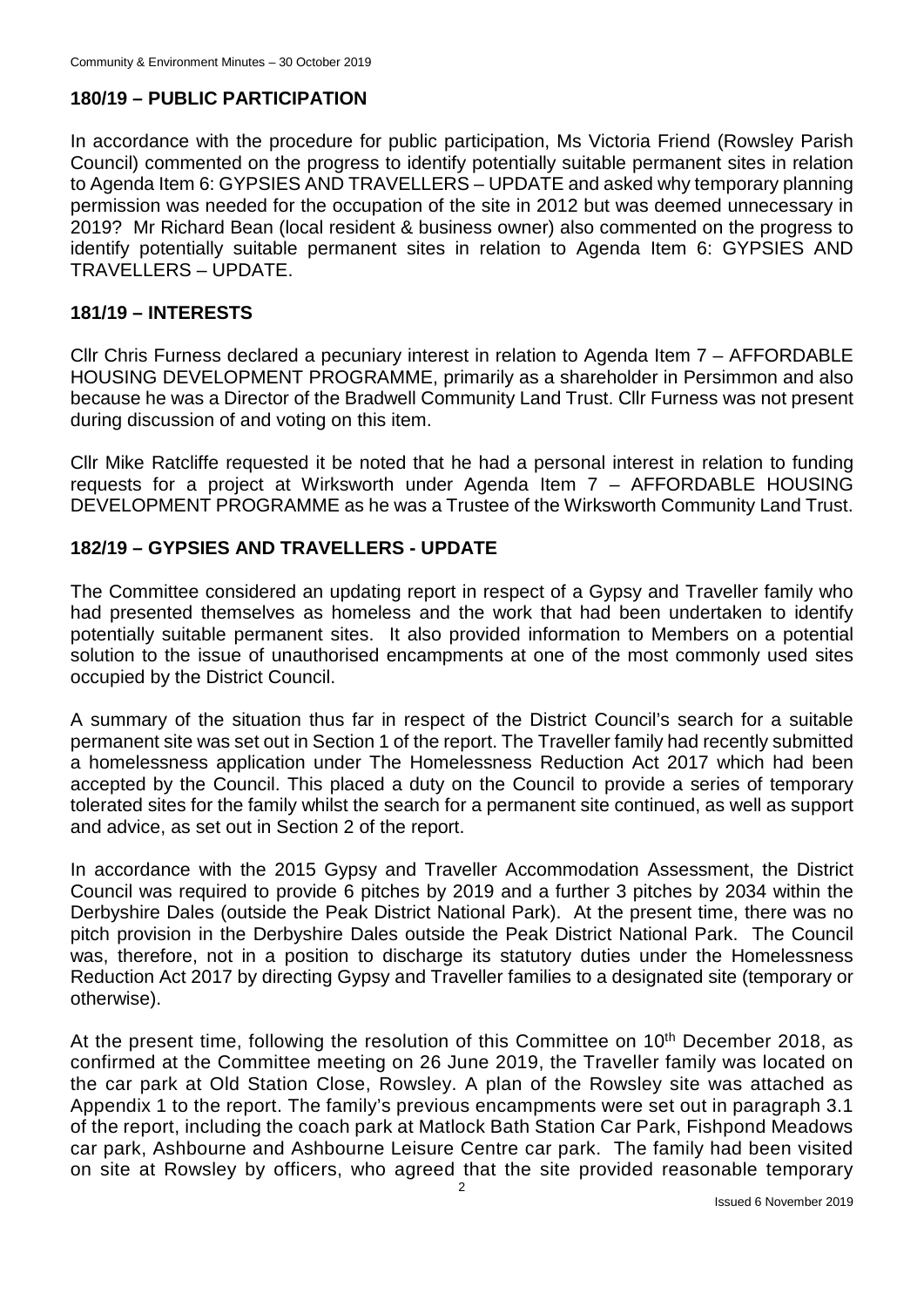## 180/19 – PUBLIC PARTICIPATION

In accordance with the procedure for public participation, Ms Victoria Friend (Rowsley Parish Council) commented on the progress to identify potentially suitable permanent sites in relation to Agenda Item 6: GYPSIES AND TRAVELLERS – UPDATE and asked why temporary planning permission was needed for the occupation of the site in 2012 but was deemed unnecessary in 2019? Mr Richard Bean (local resident & business owner) also commented on the progress to identify potentially suitable permanent sites in relation to Agenda Item 6: GYPSIES AND TRAVELLERS – UPDATE.

## 181/19 – INTERESTS

Cllr Chris Furness declared a pecuniary interest in relation to Agenda Item 7 – AFFORDABLE HOUSING DEVELOPMENT PROGRAMME, primarily as a shareholder in Persimmon and also because he was a Director of the Bradwell Community Land Trust. Cllr Furness was not present during discussion of and voting on this item.

Cllr Mike Ratcliffe requested it be noted that he had a personal interest in relation to funding requests for a project at Wirksworth under Agenda Item 7 – AFFORDABLE HOUSING DEVELOPMENT PROGRAMME as he was a Trustee of the Wirksworth Community Land Trust.

## 182/19 – GYPSIES AND TRAVELLERS - UPDATE

The Committee considered an updating report in respect of a Gypsy and Traveller family who had presented themselves as homeless and the work that had been undertaken to identify potentially suitable permanent sites. It also provided information to Members on a potential solution to the issue of unauthorised encampments at one of the most commonly used sites occupied by the District Council.

A summary of the situation thus far in respect of the District Council's search for a suitable permanent site was set out in Section 1 of the report. The Traveller family had recently submitted a homelessness application under The Homelessness Reduction Act 2017 which had been accepted by the Council. This placed a duty on the Council to provide a series of temporary tolerated sites for the family whilst the search for a permanent site continued, as well as support and advice, as set out in Section 2 of the report.

In accordance with the 2015 Gypsy and Traveller Accommodation Assessment, the District Council was required to provide 6 pitches by 2019 and a further 3 pitches by 2034 within the Derbyshire Dales (outside the Peak District National Park). At the present time, there was no pitch provision in the Derbyshire Dales outside the Peak District National Park. The Council was, therefore, not in a position to discharge its statutory duties under the Homelessness Reduction Act 2017 by directing Gypsy and Traveller families to a designated site (temporary or otherwise).

At the present time, following the resolution of this Committee on 10th December 2018, as confirmed at the Committee meeting on 26 June 2019, the Traveller family was located on the car park at Old Station Close, Rowsley. A plan of the Rowsley site was attached as Appendix 1 to the report. The family's previous encampments were set out in paragraph 3.1 of the report, including the coach park at Matlock Bath Station Car Park, Fishpond Meadows car park, Ashbourne and Ashbourne Leisure Centre car park. The family had been visited on site at Rowsley by officers, who agreed that the site provided reasonable temporary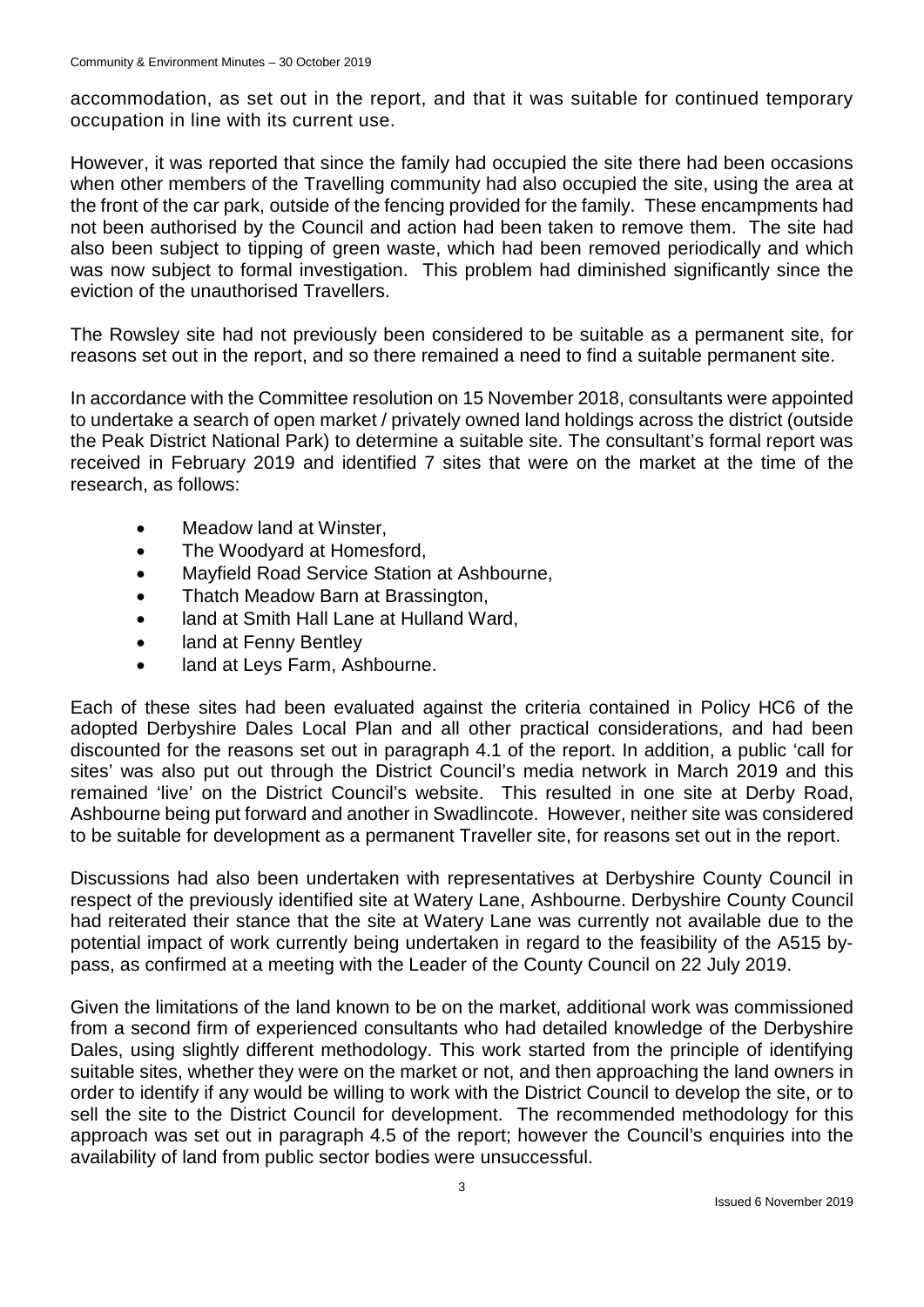accommodation, as set out in the report, and that it was suitable for continued temporary occupation in line with its current use.

However, it was reported that since the family had occupied the site there had been occasions when other members of the Travelling community had also occupied the site, using the area at the front of the car park, outside of the fencing provided for the family. These encampments had not been authorised by the Council and action had been taken to remove them. The site had also been subject to tipping of green waste, which had been removed periodically and which was now subject to formal investigation. This problem had diminished significantly since the eviction of the unauthorised Travellers.

The Rowsley site had not previously been considered to be suitable as a permanent site, for reasons set out in the report, and so there remained a need to find a suitable permanent site.

In accordance with the Committee resolution on 15 November 2018, consultants were appointed to undertake a search of open market / privately owned land holdings across the district (outside the Peak District National Park) to determine a suitable site. The consultant's formal report was received in February 2019 and identified 7 sites that were on the market at the time of the research, as follows:

- Meadow land at Winster,
- The Woodyard at Homesford,
- Mayfield Road Service Station at Ashbourne,
- Thatch Meadow Barn at Brassington,
- land at Smith Hall Lane at Hulland Ward,
- land at Fenny Bentley
- land at Leys Farm, Ashbourne.

Each of these sites had been evaluated against the criteria contained in Policy HC6 of the adopted Derbyshire Dales Local Plan and all other practical considerations, and had been discounted for the reasons set out in paragraph 4.1 of the report. In addition, a public 'call for sites' was also put out through the District Council's media network in March 2019 and this remained 'live' on the District Council's website. This resulted in one site at Derby Road, Ashbourne being put forward and another in Swadlincote. However, neither site was considered to be suitable for development as a permanent Traveller site, for reasons set out in the report.

Discussions had also been undertaken with representatives at Derbyshire County Council in respect of the previously identified site at Watery Lane, Ashbourne. Derbyshire County Council had reiterated their stance that the site at Watery Lane was currently not available due to the potential impact of work currently being undertaken in regard to the feasibility of the A515 by-pass, as confirmed at a meeting with the Leader of the County Council on 22 July 2019.

Given the limitations of the land known to be on the market, additional work was commissioned from a second firm of experienced consultants who had detailed knowledge of the Derbyshire Dales, using slightly different methodology. This work started from the principle of identifying suitable sites, whether they were on the market or not, and then approaching the land owners in order to identify if any would be willing to work with the District Council to develop the site, or to sell the site to the District Council for development. The recommended methodology for this approach was set out in paragraph 4.5 of the report; however the Council's enquiries into the availability of land from public sector bodies were unsuccessful.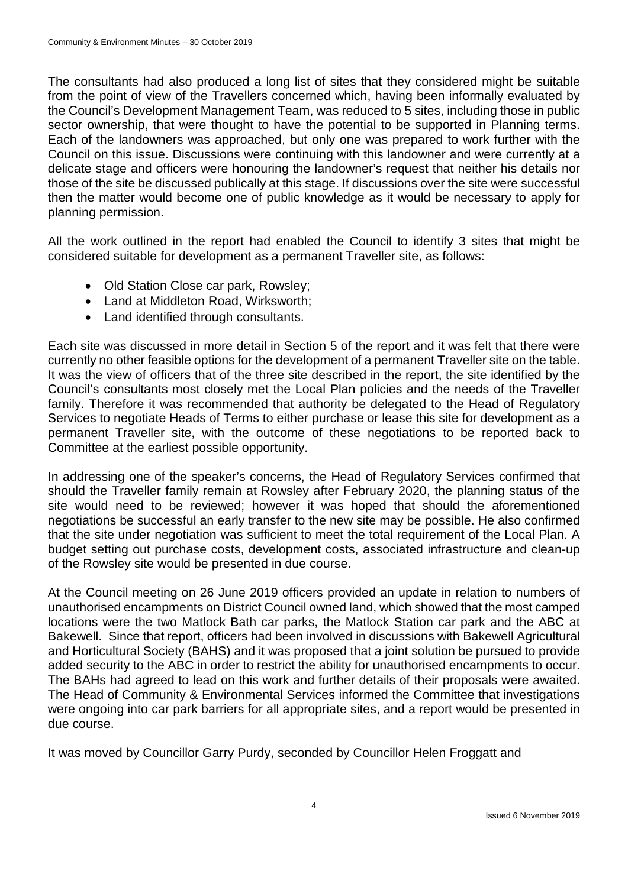The consultants had also produced a long list of sites that they considered might be suitable from the point of view of the Travellers concerned which, having been informally evaluated by the Council's Development Management Team, was reduced to 5 sites, including those in public sector ownership, that were thought to have the potential to be supported in Planning terms. Each of the landowners was approached, but only one was prepared to work further with the Council on this issue. Discussions were continuing with this landowner and were currently at a delicate stage and officers were honouring the landowner's request that neither his details nor those of the site be discussed publically at this stage. If discussions over the site were successful then the matter would become one of public knowledge as it would be necessary to apply for planning permission.

All the work outlined in the report had enabled the Council to identify 3 sites that might be considered suitable for development as a permanent Traveller site, as follows:

- Old Station Close car park, Rowsley;
- Land at Middleton Road, Wirksworth;
- Land identified through consultants.

Each site was discussed in more detail in Section 5 of the report and it was felt that there were currently no other feasible options for the development of a permanent Traveller site on the table. It was the view of officers that of the three site described in the report, the site identified by the Council's consultants most closely met the Local Plan policies and the needs of the Traveller family. Therefore it was recommended that authority be delegated to the Head of Regulatory Services to negotiate Heads of Terms to either purchase or lease this site for development as a permanent Traveller site, with the outcome of these negotiations to be reported back to Committee at the earliest possible opportunity.

In addressing one of the speaker's concerns, the Head of Regulatory Services confirmed that should the Traveller family remain at Rowsley after February 2020, the planning status of the site would need to be reviewed; however it was hoped that should the aforementioned negotiations be successful an early transfer to the new site may be possible. He also confirmed that the site under negotiation was sufficient to meet the total requirement of the Local Plan. A budget setting out purchase costs, development costs, associated infrastructure and clean-up of the Rowsley site would be presented in due course.

At the Council meeting on 26 June 2019 officers provided an update in relation to numbers of unauthorised encampments on District Council owned land, which showed that the most camped locations were the two Matlock Bath car parks, the Matlock Station car park and the ABC at Bakewell. Since that report, officers had been involved in discussions with Bakewell Agricultural and Horticultural Society (BAHS) and it was proposed that a joint solution be pursued to provide added security to the ABC in order to restrict the ability for unauthorised encampments to occur. The BAHs had agreed to lead on this work and further details of their proposals were awaited. The Head of Community & Environmental Services informed the Committee that investigations were ongoing into car park barriers for all appropriate sites, and a report would be presented in due course.

It was moved by Councillor Garry Purdy, seconded by Councillor Helen Froggatt and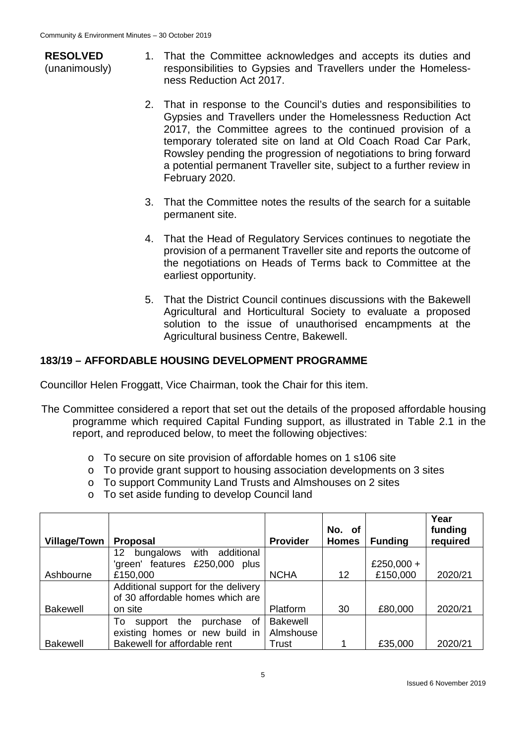**RESOLVED** (unanimously)

1. That the Committee acknowledges and accepts its duties and responsibilities to Gypsies and Travellers under the Homelessness Reduction Act 2017.

2. That in response to the Council's duties and responsibilities to Gypsies and Travellers under the Homelessness Reduction Act 2017, the Committee agrees to the continued provision of a temporary tolerated site on land at Old Coach Road Car Park, Rowsley pending the progression of negotiations to bring forward a potential permanent Traveller site, subject to a further review in February 2020.

3. That the Committee notes the results of the search for a suitable permanent site.

4. That the Head of Regulatory Services continues to negotiate the provision of a permanent Traveller site and reports the outcome of the negotiations on Heads of Terms back to Committee at the earliest opportunity.

5. That the District Council continues discussions with the Bakewell Agricultural and Horticultural Society to evaluate a proposed solution to the issue of unauthorised encampments at the Agricultural business Centre, Bakewell.

## 183/19 – AFFORDABLE HOUSING DEVELOPMENT PROGRAMME

Councillor Helen Froggatt, Vice Chairman, took the Chair for this item.

The Committee considered a report that set out the details of the proposed affordable housing programme which required Capital Funding support, as illustrated in Table 2.1 in the report, and reproduced below, to meet the following objectives:

- To secure on site provision of affordable homes on 1 s106 site
- To provide grant support to housing association developments on 3 sites
- To support Community Land Trusts and Almshouses on 2 sites
- To set aside funding to develop Council land

| Village/Town | Proposal | Provider | No. of Homes | Funding | Year funding required |
|---|---|---|---|---|---|
| Ashbourne | 12 bungalows with additional 'green' features £250,000 plus £150,000 | NCHA | 12 | £250,000 + £150,000 | 2020/21 |
| Bakewell | Additional support for the delivery of 30 affordable homes which are on site | Platform | 30 | £80,000 | 2020/21 |
| Bakewell | To support the purchase of existing homes or new build in Bakewell for affordable rent | Bakewell Almshouse Trust | 1 | £35,000 | 2020/21 |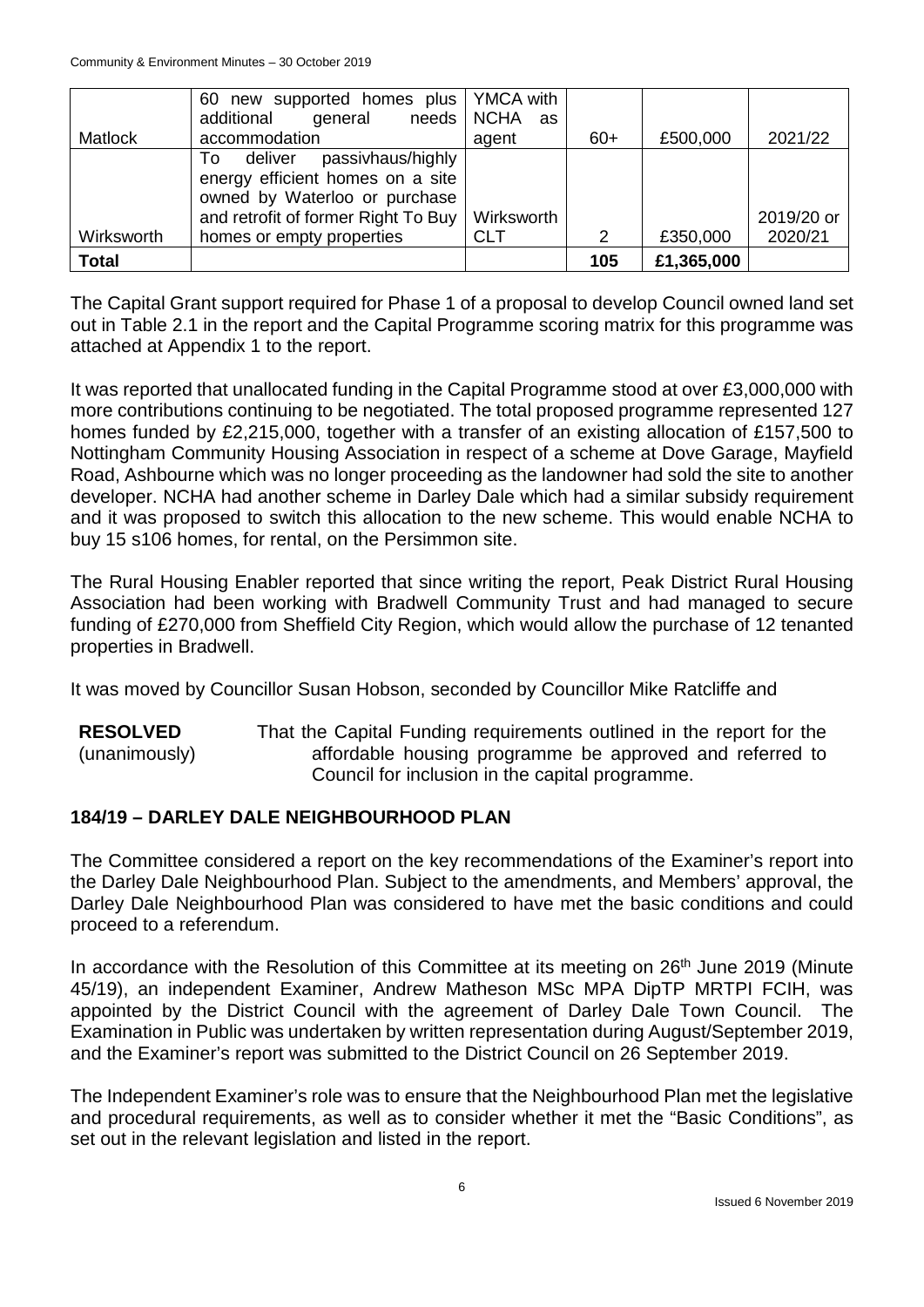| Matlock | 60 new supported homes plus additional general needs accommodation | YMCA with NCHA as agent | 60+ | £500,000 | 2021/22 |
|---|---|---|---|---|---|
| Wirksworth | To deliver passivhaus/highly energy efficient homes on a site owned by Waterloo or purchase and retrofit of former Right To Buy homes or empty properties | Wirksworth CLT | 2 | £350,000 | 2019/20 or 2020/21 |
| **Total** | | | **105** | **£1,365,000** | |

The Capital Grant support required for Phase 1 of a proposal to develop Council owned land set out in Table 2.1 in the report and the Capital Programme scoring matrix for this programme was attached at Appendix 1 to the report.

It was reported that unallocated funding in the Capital Programme stood at over £3,000,000 with more contributions continuing to be negotiated. The total proposed programme represented 127 homes funded by £2,215,000, together with a transfer of an existing allocation of £157,500 to Nottingham Community Housing Association in respect of a scheme at Dove Garage, Mayfield Road, Ashbourne which was no longer proceeding as the landowner had sold the site to another developer. NCHA had another scheme in Darley Dale which had a similar subsidy requirement and it was proposed to switch this allocation to the new scheme. This would enable NCHA to buy 15 s106 homes, for rental, on the Persimmon site.

The Rural Housing Enabler reported that since writing the report, Peak District Rural Housing Association had been working with Bradwell Community Trust and had managed to secure funding of £270,000 from Sheffield City Region, which would allow the purchase of 12 tenanted properties in Bradwell.

It was moved by Councillor Susan Hobson, seconded by Councillor Mike Ratcliffe and

**RESOLVED** (unanimously) That the Capital Funding requirements outlined in the report for the affordable housing programme be approved and referred to Council for inclusion in the capital programme.

## 184/19 – DARLEY DALE NEIGHBOURHOOD PLAN

The Committee considered a report on the key recommendations of the Examiner's report into the Darley Dale Neighbourhood Plan. Subject to the amendments, and Members' approval, the Darley Dale Neighbourhood Plan was considered to have met the basic conditions and could proceed to a referendum.

In accordance with the Resolution of this Committee at its meeting on 26th June 2019 (Minute 45/19), an independent Examiner, Andrew Matheson MSc MPA DipTP MRTPI FCIH, was appointed by the District Council with the agreement of Darley Dale Town Council. The Examination in Public was undertaken by written representation during August/September 2019, and the Examiner's report was submitted to the District Council on 26 September 2019.

The Independent Examiner's role was to ensure that the Neighbourhood Plan met the legislative and procedural requirements, as well as to consider whether it met the "Basic Conditions", as set out in the relevant legislation and listed in the report.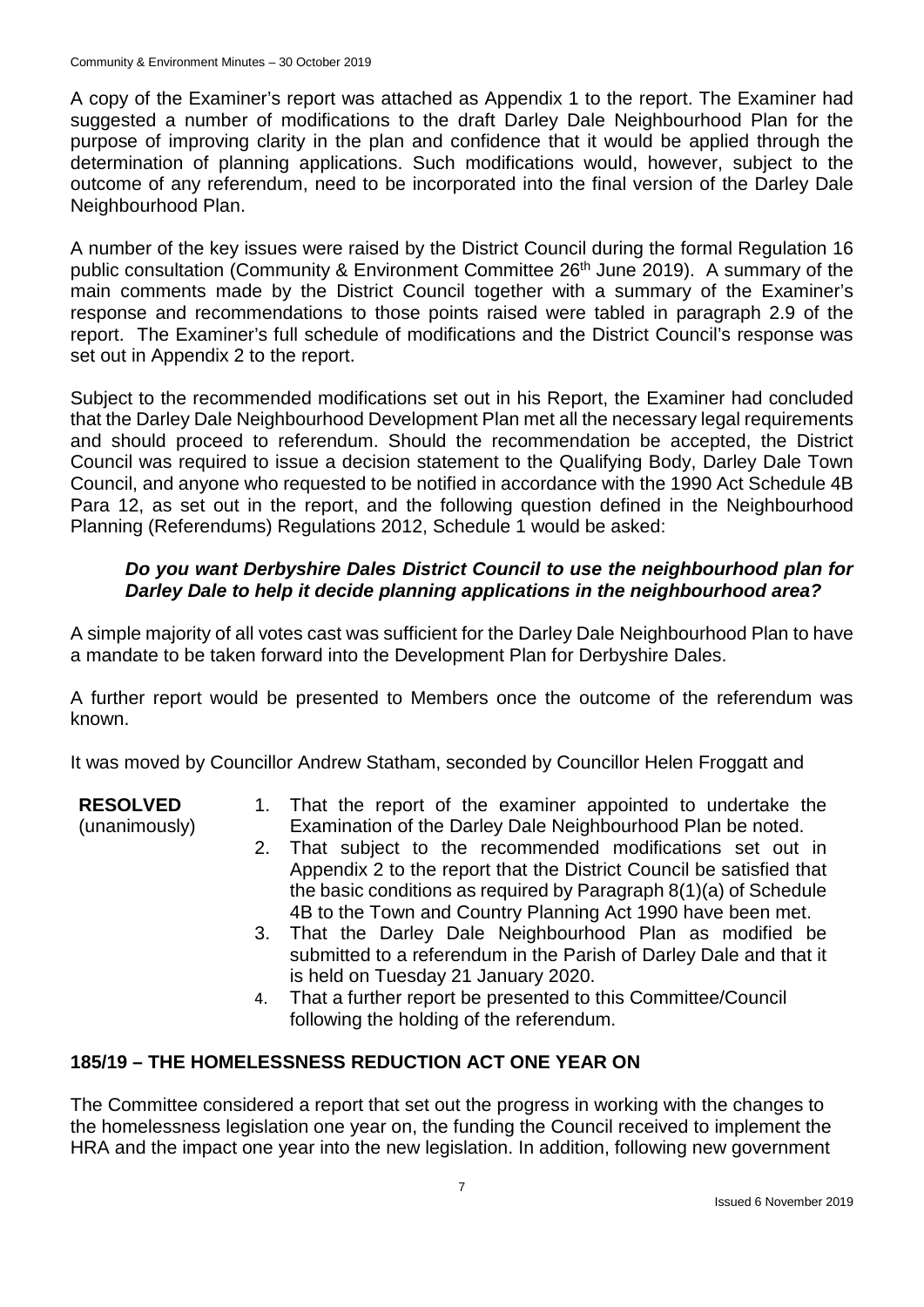A copy of the Examiner's report was attached as Appendix 1 to the report. The Examiner had suggested a number of modifications to the draft Darley Dale Neighbourhood Plan for the purpose of improving clarity in the plan and confidence that it would be applied through the determination of planning applications. Such modifications would, however, subject to the outcome of any referendum, need to be incorporated into the final version of the Darley Dale Neighbourhood Plan.

A number of the key issues were raised by the District Council during the formal Regulation 16 public consultation (Community & Environment Committee 26th June 2019). A summary of the main comments made by the District Council together with a summary of the Examiner's response and recommendations to those points raised were tabled in paragraph 2.9 of the report. The Examiner's full schedule of modifications and the District Council's response was set out in Appendix 2 to the report.

Subject to the recommended modifications set out in his Report, the Examiner had concluded that the Darley Dale Neighbourhood Development Plan met all the necessary legal requirements and should proceed to referendum. Should the recommendation be accepted, the District Council was required to issue a decision statement to the Qualifying Body, Darley Dale Town Council, and anyone who requested to be notified in accordance with the 1990 Act Schedule 4B Para 12, as set out in the report, and the following question defined in the Neighbourhood Planning (Referendums) Regulations 2012, Schedule 1 would be asked:

***Do you want Derbyshire Dales District Council to use the neighbourhood plan for Darley Dale to help it decide planning applications in the neighbourhood area?***

A simple majority of all votes cast was sufficient for the Darley Dale Neighbourhood Plan to have a mandate to be taken forward into the Development Plan for Derbyshire Dales.

A further report would be presented to Members once the outcome of the referendum was known.

It was moved by Councillor Andrew Statham, seconded by Councillor Helen Froggatt and

**RESOLVED** (unanimously)

1. That the report of the examiner appointed to undertake the Examination of the Darley Dale Neighbourhood Plan be noted.
2. That subject to the recommended modifications set out in Appendix 2 to the report that the District Council be satisfied that the basic conditions as required by Paragraph 8(1)(a) of Schedule 4B to the Town and Country Planning Act 1990 have been met.
3. That the Darley Dale Neighbourhood Plan as modified be submitted to a referendum in the Parish of Darley Dale and that it is held on Tuesday 21 January 2020.
4. That a further report be presented to this Committee/Council following the holding of the referendum.

## 185/19 – THE HOMELESSNESS REDUCTION ACT ONE YEAR ON

The Committee considered a report that set out the progress in working with the changes to the homelessness legislation one year on, the funding the Council received to implement the HRA and the impact one year into the new legislation. In addition, following new government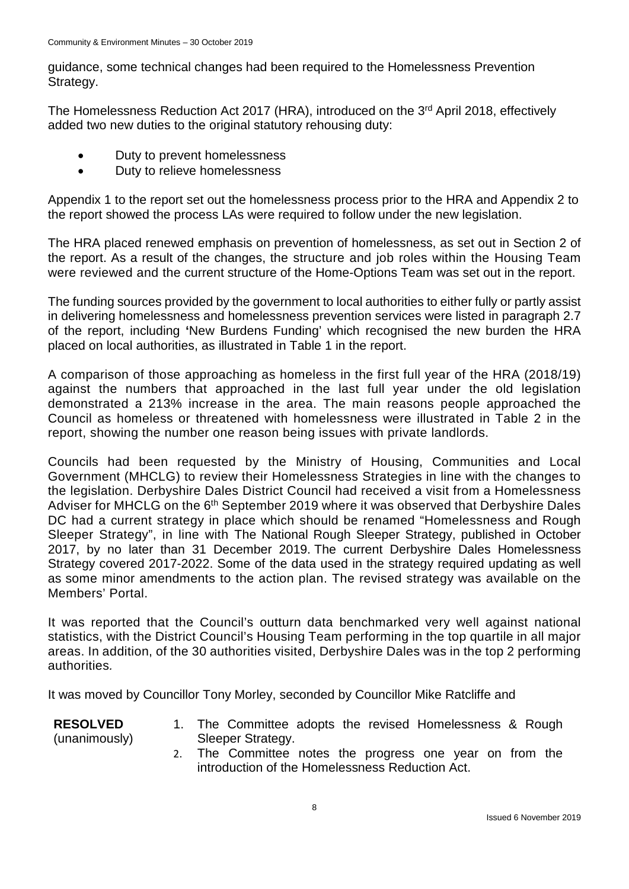guidance, some technical changes had been required to the Homelessness Prevention Strategy.

The Homelessness Reduction Act 2017 (HRA), introduced on the 3rd April 2018, effectively added two new duties to the original statutory rehousing duty:

- Duty to prevent homelessness
- Duty to relieve homelessness

Appendix 1 to the report set out the homelessness process prior to the HRA and Appendix 2 to the report showed the process LAs were required to follow under the new legislation.

The HRA placed renewed emphasis on prevention of homelessness, as set out in Section 2 of the report. As a result of the changes, the structure and job roles within the Housing Team were reviewed and the current structure of the Home-Options Team was set out in the report.

The funding sources provided by the government to local authorities to either fully or partly assist in delivering homelessness and homelessness prevention services were listed in paragraph 2.7 of the report, including 'New Burdens Funding' which recognised the new burden the HRA placed on local authorities, as illustrated in Table 1 in the report.

A comparison of those approaching as homeless in the first full year of the HRA (2018/19) against the numbers that approached in the last full year under the old legislation demonstrated a 213% increase in the area. The main reasons people approached the Council as homeless or threatened with homelessness were illustrated in Table 2 in the report, showing the number one reason being issues with private landlords.

Councils had been requested by the Ministry of Housing, Communities and Local Government (MHCLG) to review their Homelessness Strategies in line with the changes to the legislation. Derbyshire Dales District Council had received a visit from a Homelessness Adviser for MHCLG on the 6th September 2019 where it was observed that Derbyshire Dales DC had a current strategy in place which should be renamed "Homelessness and Rough Sleeper Strategy", in line with The National Rough Sleeper Strategy, published in October 2017, by no later than 31 December 2019. The current Derbyshire Dales Homelessness Strategy covered 2017-2022. Some of the data used in the strategy required updating as well as some minor amendments to the action plan. The revised strategy was available on the Members' Portal.

It was reported that the Council's outturn data benchmarked very well against national statistics, with the District Council's Housing Team performing in the top quartile in all major areas. In addition, of the 30 authorities visited, Derbyshire Dales was in the top 2 performing authorities.

It was moved by Councillor Tony Morley, seconded by Councillor Mike Ratcliffe and

**RESOLVED** (unanimously)

1. The Committee adopts the revised Homelessness & Rough Sleeper Strategy.
2. The Committee notes the progress one year on from the introduction of the Homelessness Reduction Act.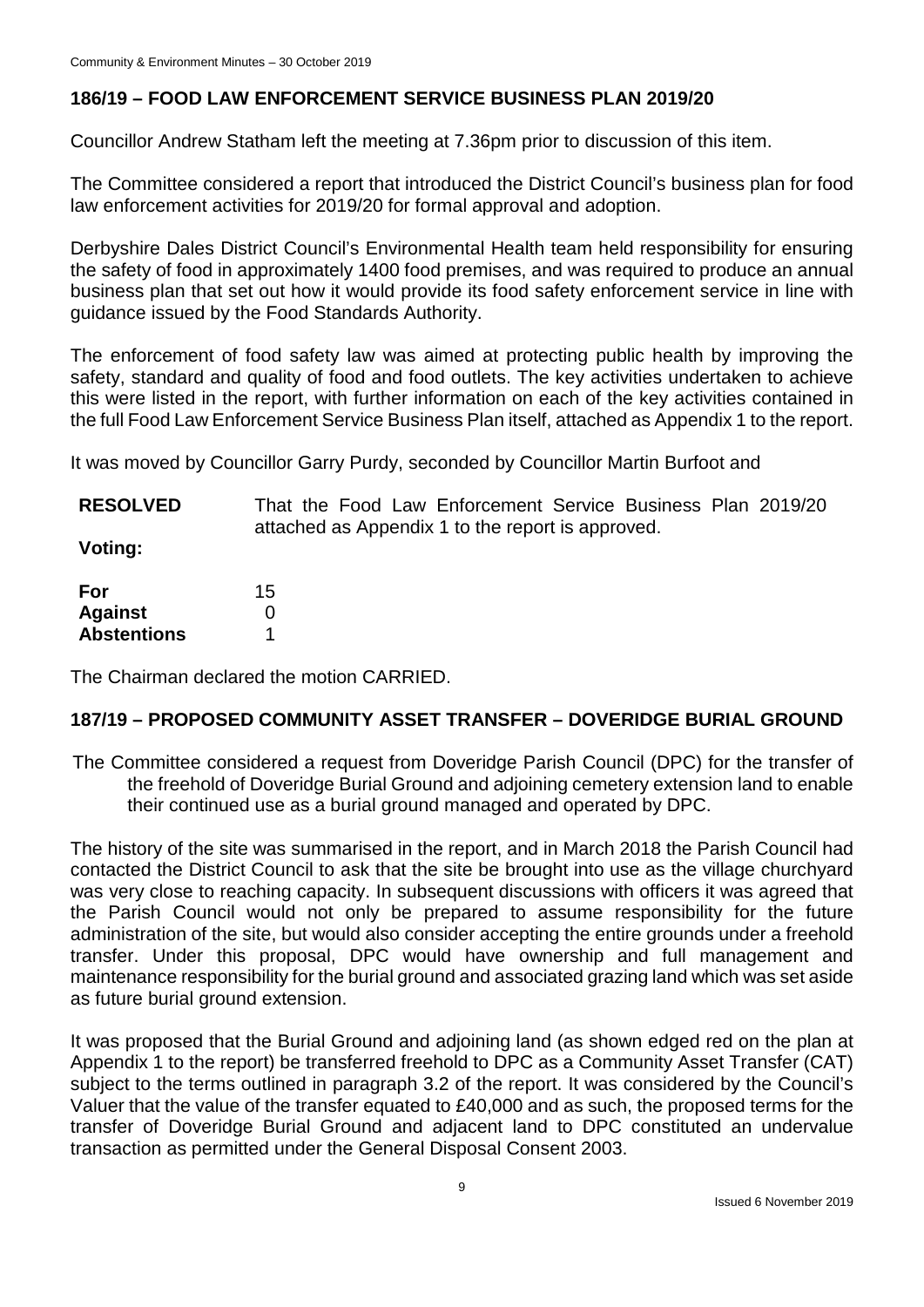## 186/19 – FOOD LAW ENFORCEMENT SERVICE BUSINESS PLAN 2019/20

Councillor Andrew Statham left the meeting at 7.36pm prior to discussion of this item.

The Committee considered a report that introduced the District Council's business plan for food law enforcement activities for 2019/20 for formal approval and adoption.

Derbyshire Dales District Council's Environmental Health team held responsibility for ensuring the safety of food in approximately 1400 food premises, and was required to produce an annual business plan that set out how it would provide its food safety enforcement service in line with guidance issued by the Food Standards Authority.

The enforcement of food safety law was aimed at protecting public health by improving the safety, standard and quality of food and food outlets. The key activities undertaken to achieve this were listed in the report, with further information on each of the key activities contained in the full Food Law Enforcement Service Business Plan itself, attached as Appendix 1 to the report.

It was moved by Councillor Garry Purdy, seconded by Councillor Martin Burfoot and

**RESOLVED** That the Food Law Enforcement Service Business Plan 2019/20 attached as Appendix 1 to the report is approved.

**Voting:**

| | |
|---|---|
| **For** | 15 |
| **Against** | 0 |
| **Abstentions** | 1 |

The Chairman declared the motion CARRIED.

## 187/19 – PROPOSED COMMUNITY ASSET TRANSFER – DOVERIDGE BURIAL GROUND

The Committee considered a request from Doveridge Parish Council (DPC) for the transfer of the freehold of Doveridge Burial Ground and adjoining cemetery extension land to enable their continued use as a burial ground managed and operated by DPC.

The history of the site was summarised in the report, and in March 2018 the Parish Council had contacted the District Council to ask that the site be brought into use as the village churchyard was very close to reaching capacity. In subsequent discussions with officers it was agreed that the Parish Council would not only be prepared to assume responsibility for the future administration of the site, but would also consider accepting the entire grounds under a freehold transfer. Under this proposal, DPC would have ownership and full management and maintenance responsibility for the burial ground and associated grazing land which was set aside as future burial ground extension.

It was proposed that the Burial Ground and adjoining land (as shown edged red on the plan at Appendix 1 to the report) be transferred freehold to DPC as a Community Asset Transfer (CAT) subject to the terms outlined in paragraph 3.2 of the report. It was considered by the Council's Valuer that the value of the transfer equated to £40,000 and as such, the proposed terms for the transfer of Doveridge Burial Ground and adjacent land to DPC constituted an undervalue transaction as permitted under the General Disposal Consent 2003.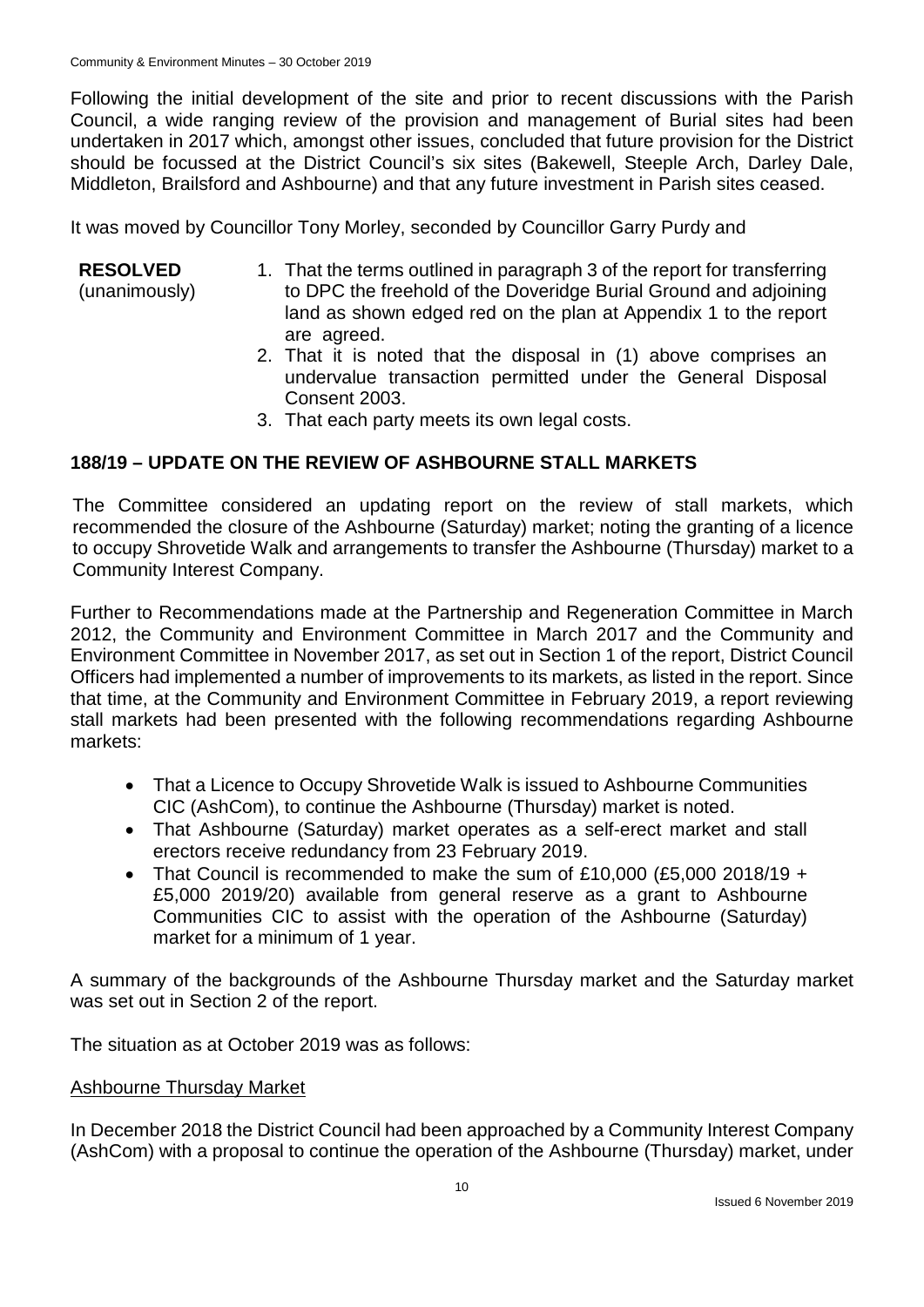Following the initial development of the site and prior to recent discussions with the Parish Council, a wide ranging review of the provision and management of Burial sites had been undertaken in 2017 which, amongst other issues, concluded that future provision for the District should be focussed at the District Council's six sites (Bakewell, Steeple Arch, Darley Dale, Middleton, Brailsford and Ashbourne) and that any future investment in Parish sites ceased.

It was moved by Councillor Tony Morley, seconded by Councillor Garry Purdy and

**RESOLVED** (unanimously)

1. That the terms outlined in paragraph 3 of the report for transferring to DPC the freehold of the Doveridge Burial Ground and adjoining land as shown edged red on the plan at Appendix 1 to the report are agreed.
2. That it is noted that the disposal in (1) above comprises an undervalue transaction permitted under the General Disposal Consent 2003.
3. That each party meets its own legal costs.

## 188/19 – UPDATE ON THE REVIEW OF ASHBOURNE STALL MARKETS

The Committee considered an updating report on the review of stall markets, which recommended the closure of the Ashbourne (Saturday) market; noting the granting of a licence to occupy Shrovetide Walk and arrangements to transfer the Ashbourne (Thursday) market to a Community Interest Company.

Further to Recommendations made at the Partnership and Regeneration Committee in March 2012, the Community and Environment Committee in March 2017 and the Community and Environment Committee in November 2017, as set out in Section 1 of the report, District Council Officers had implemented a number of improvements to its markets, as listed in the report. Since that time, at the Community and Environment Committee in February 2019, a report reviewing stall markets had been presented with the following recommendations regarding Ashbourne markets:

- That a Licence to Occupy Shrovetide Walk is issued to Ashbourne Communities CIC (AshCom), to continue the Ashbourne (Thursday) market is noted.
- That Ashbourne (Saturday) market operates as a self-erect market and stall erectors receive redundancy from 23 February 2019.
- That Council is recommended to make the sum of £10,000 (£5,000 2018/19 + £5,000 2019/20) available from general reserve as a grant to Ashbourne Communities CIC to assist with the operation of the Ashbourne (Saturday) market for a minimum of 1 year.

A summary of the backgrounds of the Ashbourne Thursday market and the Saturday market was set out in Section 2 of the report.

The situation as at October 2019 was as follows:

Ashbourne Thursday Market

In December 2018 the District Council had been approached by a Community Interest Company (AshCom) with a proposal to continue the operation of the Ashbourne (Thursday) market, under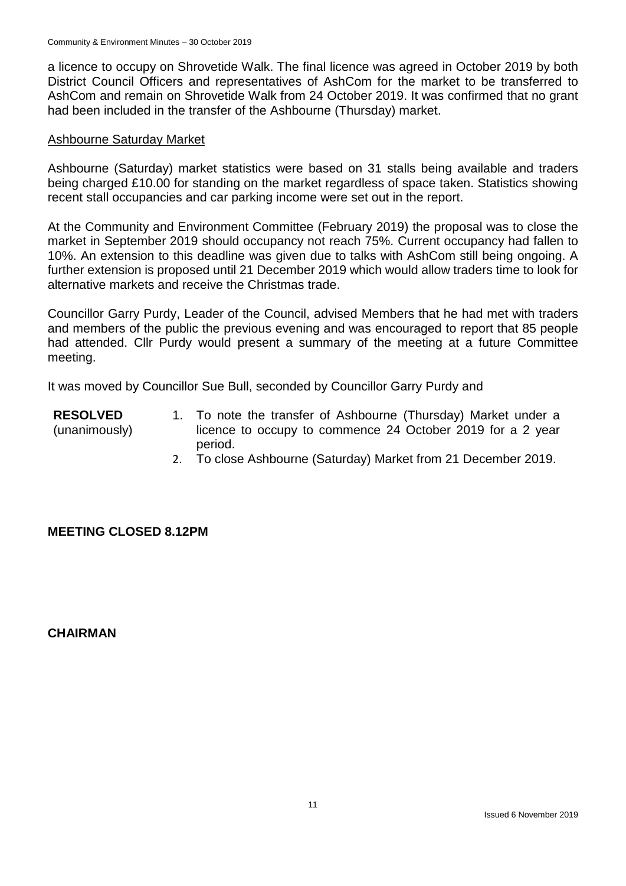a licence to occupy on Shrovetide Walk. The final licence was agreed in October 2019 by both District Council Officers and representatives of AshCom for the market to be transferred to AshCom and remain on Shrovetide Walk from 24 October 2019. It was confirmed that no grant had been included in the transfer of the Ashbourne (Thursday) market.

Ashbourne Saturday Market

Ashbourne (Saturday) market statistics were based on 31 stalls being available and traders being charged £10.00 for standing on the market regardless of space taken. Statistics showing recent stall occupancies and car parking income were set out in the report.

At the Community and Environment Committee (February 2019) the proposal was to close the market in September 2019 should occupancy not reach 75%. Current occupancy had fallen to 10%. An extension to this deadline was given due to talks with AshCom still being ongoing. A further extension is proposed until 21 December 2019 which would allow traders time to look for alternative markets and receive the Christmas trade.

Councillor Garry Purdy, Leader of the Council, advised Members that he had met with traders and members of the public the previous evening and was encouraged to report that 85 people had attended. Cllr Purdy would present a summary of the meeting at a future Committee meeting.

It was moved by Councillor Sue Bull, seconded by Councillor Garry Purdy and

**RESOLVED** (unanimously)

1. To note the transfer of Ashbourne (Thursday) Market under a licence to occupy to commence 24 October 2019 for a 2 year period.
2. To close Ashbourne (Saturday) Market from 21 December 2019.

**MEETING CLOSED 8.12PM**

**CHAIRMAN**